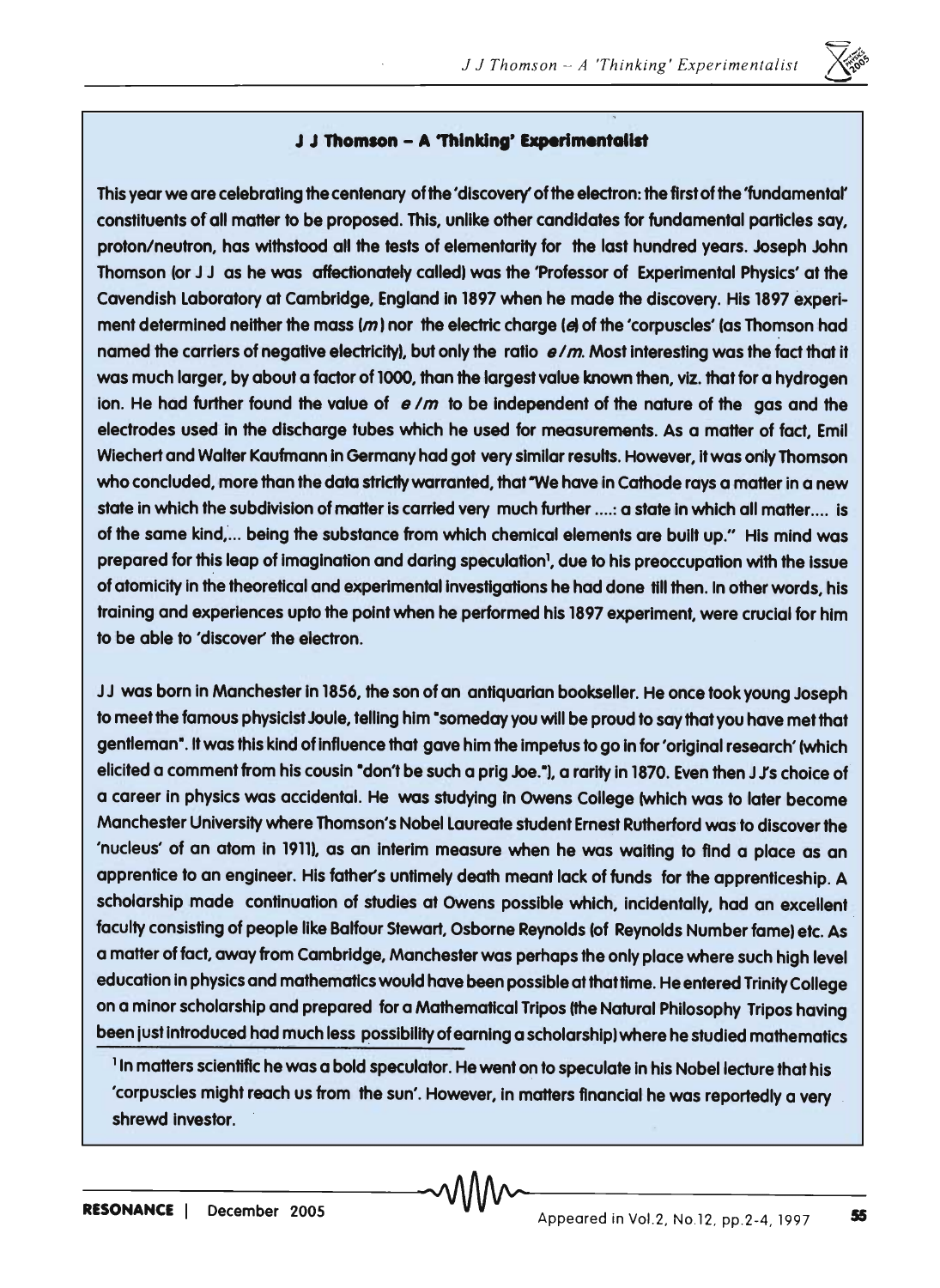# J J Thomson – A 'Thinking' Experimentalist

This year we are celebrating the centenary of the 'discovery' of the electron: the first of the 'fundamental' constituents of all matter to be proposed. This, unlike other candidates for fundamental particles say, proton/neutron, has withstood all the tests of elementarity for the last hundred years. Joseph John Thomson (or J J as he was affectionately called) was the 'Professor of Experimental Physics' at the Cavendish Laboratory at Cambridge, England in 1897 when he made the discovery. His 1897 experiment determined neither the mass ($m$) nor the electric charge ($e$) of the 'corpuscles' (as Thomson had named the carriers of negative electricity), but only the ratio $e/m$. Most interesting was the fact that it was much larger, by about a factor of 1000, than the largest value known then, viz. that for a hydrogen ion. He had further found the value of $e/m$ to be independent of the nature of the gas and the electrodes used in the discharge tubes which he used for measurements. As a matter of fact, Emil Wiechert and Walter Kaufmann in Germany had got very similar results. However, it was only Thomson who concluded, more than the data strictly warranted, that "We have in Cathode rays a matter in a new state in which the subdivision of matter is carried very much further ....: a state in which all matter.... is of the same kind,... being the substance from which chemical elements are built up." His mind was prepared for this leap of imagination and daring speculation[1], due to his preoccupation with the issue of atomicity in the theoretical and experimental investigations he had done till then. In other words, his training and experiences upto the point when he performed his 1897 experiment, were crucial for him to be able to 'discover' the electron.

J J was born in Manchester in 1856, the son of an antiquarian bookseller. He once took young Joseph to meet the famous physicist Joule, telling him "someday you will be proud to say that you have met that gentleman". It was this kind of influence that gave him the impetus to go in for 'original research' (which elicited a comment from his cousin "don't be such a prig Joe."), a rarity in 1870. Even then J J's choice of a career in physics was accidental. He was studying in Owens College (which was to later become Manchester University where Thomson's Nobel Laureate student Ernest Rutherford was to discover the 'nucleus' of an atom in 1911), as an interim measure when he was waiting to find a place as an apprentice to an engineer. His father's untimely death meant lack of funds for the apprenticeship. A scholarship made continuation of studies at Owens possible which, incidentally, had an excellent faculty consisting of people like Balfour Stewart, Osborne Reynolds (of Reynolds Number fame) etc. As a matter of fact, away from Cambridge, Manchester was perhaps the only place where such high level education in physics and mathematics would have been possible at that time. He entered Trinity College on a minor scholarship and prepared for a Mathematical Tripos (the Natural Philosophy Tripos having been just introduced had much less possibility of earning a scholarship) where he studied mathematics

[1] In matters scientific he was a bold speculator. He went on to speculate in his Nobel lecture that his 'corpuscles might reach us from the sun'. However, in matters financial he was reportedly a very shrewd investor.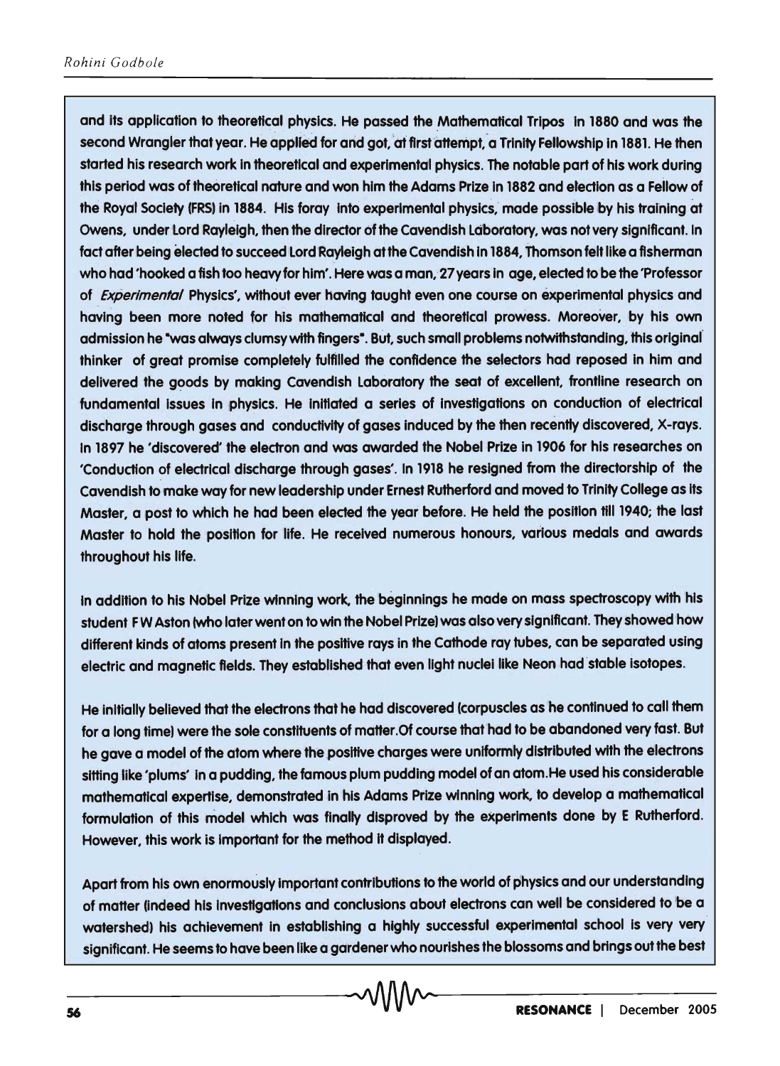and its application to theoretical physics. He passed the Mathematical Tripos in 1880 and was the second Wrangler that year. He applied for and got, at first attempt, a Trinity Fellowship in 1881. He then started his research work in theoretical and experimental physics. The notable part of his work during this period was of theoretical nature and won him the Adams Prize in 1882 and election as a Fellow of the Royal Society (FRS) in 1884. His foray into experimental physics, made possible by his training at Owens, under Lord Rayleigh, then the director of the Cavendish Laboratory, was not very significant. In fact after being elected to succeed Lord Rayleigh at the Cavendish in 1884, Thomson felt like a fisherman who had 'hooked a fish too heavy for him'. Here was a man, 27 years in age, elected to be the 'Professor of *Experimental* Physics', without ever having taught even one course on experimental physics and having been more noted for his mathematical and theoretical prowess. Moreover, by his own admission he "was always clumsy with fingers". But, such small problems notwithstanding, this original thinker of great promise completely fulfilled the confidence the selectors had reposed in him and delivered the goods by making Cavendish Laboratory the seat of excellent, frontline research on fundamental issues in physics. He initiated a series of investigations on conduction of electrical discharge through gases and conductivity of gases induced by the then recently discovered, X-rays. In 1897 he 'discovered' the electron and was awarded the Nobel Prize in 1906 for his researches on 'Conduction of electrical discharge through gases'. In 1918 he resigned from the directorship of the Cavendish to make way for new leadership under Ernest Rutherford and moved to Trinity College as its Master, a post to which he had been elected the year before. He held the position till 1940; the last Master to hold the position for life. He received numerous honours, various medals and awards throughout his life.

In addition to his Nobel Prize winning work, the beginnings he made on mass spectroscopy with his student F W Aston (who later went on to win the Nobel Prize) was also very significant. They showed how different kinds of atoms present in the positive rays in the Cathode ray tubes, can be separated using electric and magnetic fields. They established that even light nuclei like Neon had stable isotopes.

He initially believed that the electrons that he had discovered (corpuscles as he continued to call them for a long time) were the sole constituents of matter.Of course that had to be abandoned very fast. But he gave a model of the atom where the positive charges were uniformly distributed with the electrons sitting like 'plums' in a pudding, the famous plum pudding model of an atom.He used his considerable mathematical expertise, demonstrated in his Adams Prize winning work, to develop a mathematical formulation of this model which was finally disproved by the experiments done by E Rutherford. However, this work is important for the method it displayed.

Apart from his own enormously important contributions to the world of physics and our understanding of matter (indeed his investigations and conclusions about electrons can well be considered to be a watershed) his achievement in establishing a highly successful experimental school is very very significant. He seems to have been like a gardener who nourishes the blossoms and brings out the best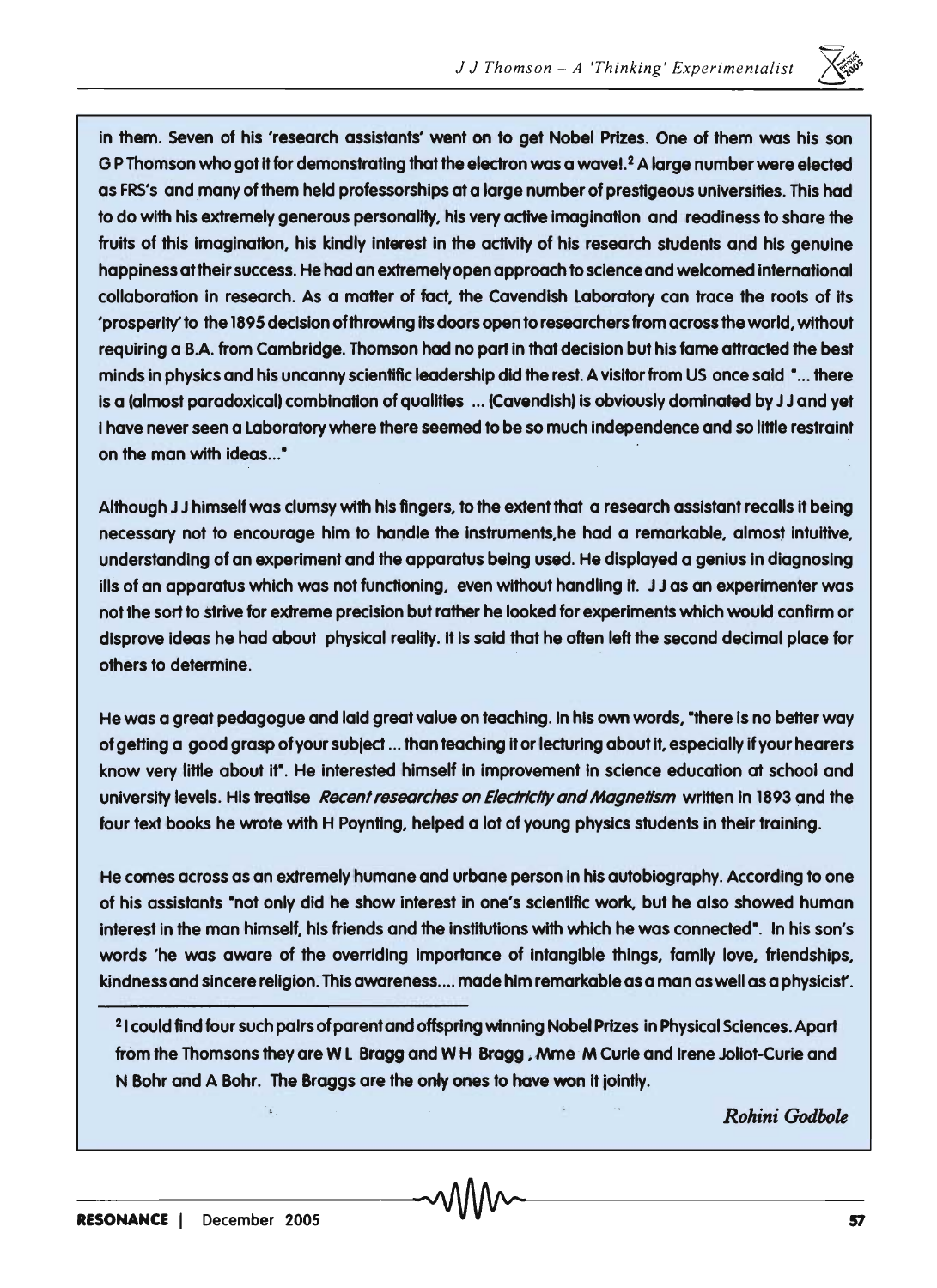in them. Seven of his 'research assistants' went on to get Nobel Prizes. One of them was his son G P Thomson who got it for demonstrating that the electron was a wave!.[2] A large number were elected as FRS's and many of them held professorships at a large number of prestigeous universities. This had to do with his extremely generous personality, his very active imagination and readiness to share the fruits of this imagination, his kindly interest in the activity of his research students and his genuine happiness at their success. He had an extremely open approach to science and welcomed international collaboration in research. As a matter of fact, the Cavendish Laboratory can trace the roots of its 'prosperity' to the 1895 decision of throwing its doors open to researchers from across the world, without requiring a B.A. from Cambridge. Thomson had no part in that decision but his fame attracted the best minds in physics and his uncanny scientific leadership did the rest. A visitor from US once said "... there is a (almost paradoxical) combination of qualities ... (Cavendish) is obviously dominated by J J and yet I have never seen a Laboratory where there seemed to be so much independence and so little restraint on the man with ideas..."

Although J J himself was clumsy with his fingers, to the extent that a research assistant recalls it being necessary not to encourage him to handle the instruments,he had a remarkable, almost intuitive, understanding of an experiment and the apparatus being used. He displayed a genius in diagnosing ills of an apparatus which was not functioning, even without handling it. J J as an experimenter was not the sort to strive for extreme precision but rather he looked for experiments which would confirm or disprove ideas he had about physical reality. It is said that he often left the second decimal place for others to determine.

He was a great pedagogue and laid great value on teaching. In his own words, "there is no better way of getting a good grasp of your subject ... than teaching it or lecturing about it, especially if your hearers know very little about it". He interested himself in improvement in science education at school and university levels. His treatise *Recent researches on Electricity and Magnetism* written in 1893 and the four text books he wrote with H Poynting, helped a lot of young physics students in their training.

He comes across as an extremely humane and urbane person in his autobiography. According to one of his assistants "not only did he show interest in one's scientific work, but he also showed human interest in the man himself, his friends and the institutions with which he was connected". In his son's words 'he was aware of the overriding importance of intangible things, family love, friendships, kindness and sincere religion. This awareness.... made him remarkable as a man as well as a physicist'.

[2] I could find four such pairs of parent and offspring winning Nobel Prizes in Physical Sciences. Apart from the Thomsons they are W L Bragg and W H Bragg, Mme M Curie and Irene Joliot-Curie and N Bohr and A Bohr. The Braggs are the only ones to have won it jointly.

*Rohini Godbole*